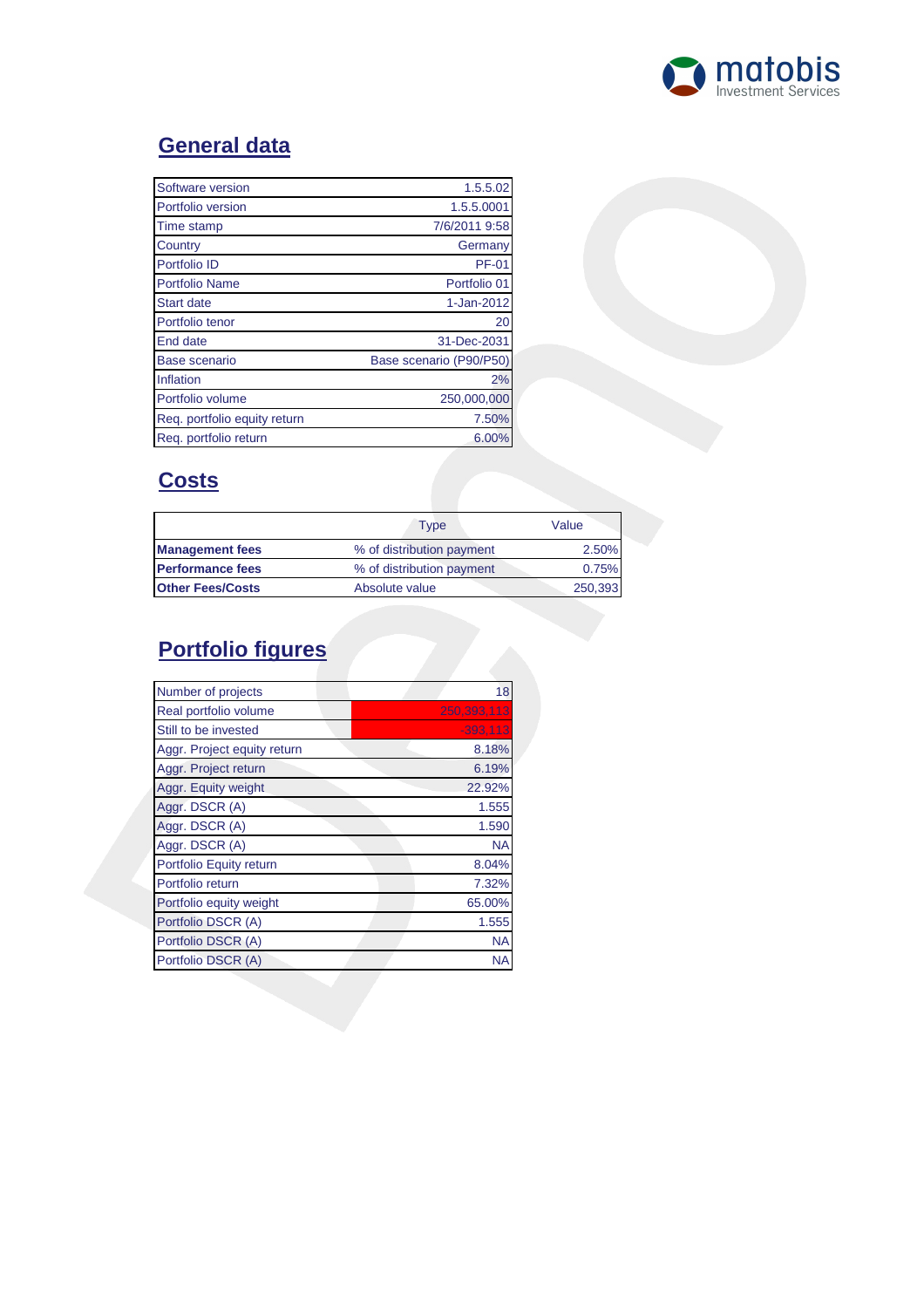## General data

| | |
|---|---|
| Software version | 1.5.5.02 |
| Portfolio version | 1.5.5.0001 |
| Time stamp | 7/6/2011 9:58 |
| Country | Germany |
| Portfolio ID | PF-01 |
| Portfolio Name | Portfolio 01 |
| Start date | 1-Jan-2012 |
| Portfolio tenor | 20 |
| End date | 31-Dec-2031 |
| Base scenario | Base scenario (P90/P50) |
| Inflation | 2% |
| Portfolio volume | 250,000,000 |
| Req. portfolio equity return | 7.50% |
| Req. portfolio return | 6.00% |

## Costs

| | Type | Value |
|---|---|---|
| **Management fees** | % of distribution payment | 2.50% |
| **Performance fees** | % of distribution payment | 0.75% |
| **Other Fees/Costs** | Absolute value | 250,393 |

## Portfolio figures

| | |
|---|---|
| Number of projects | 18 |
| Real portfolio volume | 250,393,113 |
| Still to be invested | -393,113 |
| Aggr. Project equity return | 8.18% |
| Aggr. Project return | 6.19% |
| Aggr. Equity weight | 22.92% |
| Aggr. DSCR (A) | 1.555 |
| Aggr. DSCR (A) | 1.590 |
| Aggr. DSCR (A) | NA |
| Portfolio Equity return | 8.04% |
| Portfolio return | 7.32% |
| Portfolio equity weight | 65.00% |
| Portfolio DSCR (A) | 1.555 |
| Portfolio DSCR (A) | NA |
| Portfolio DSCR (A) | NA |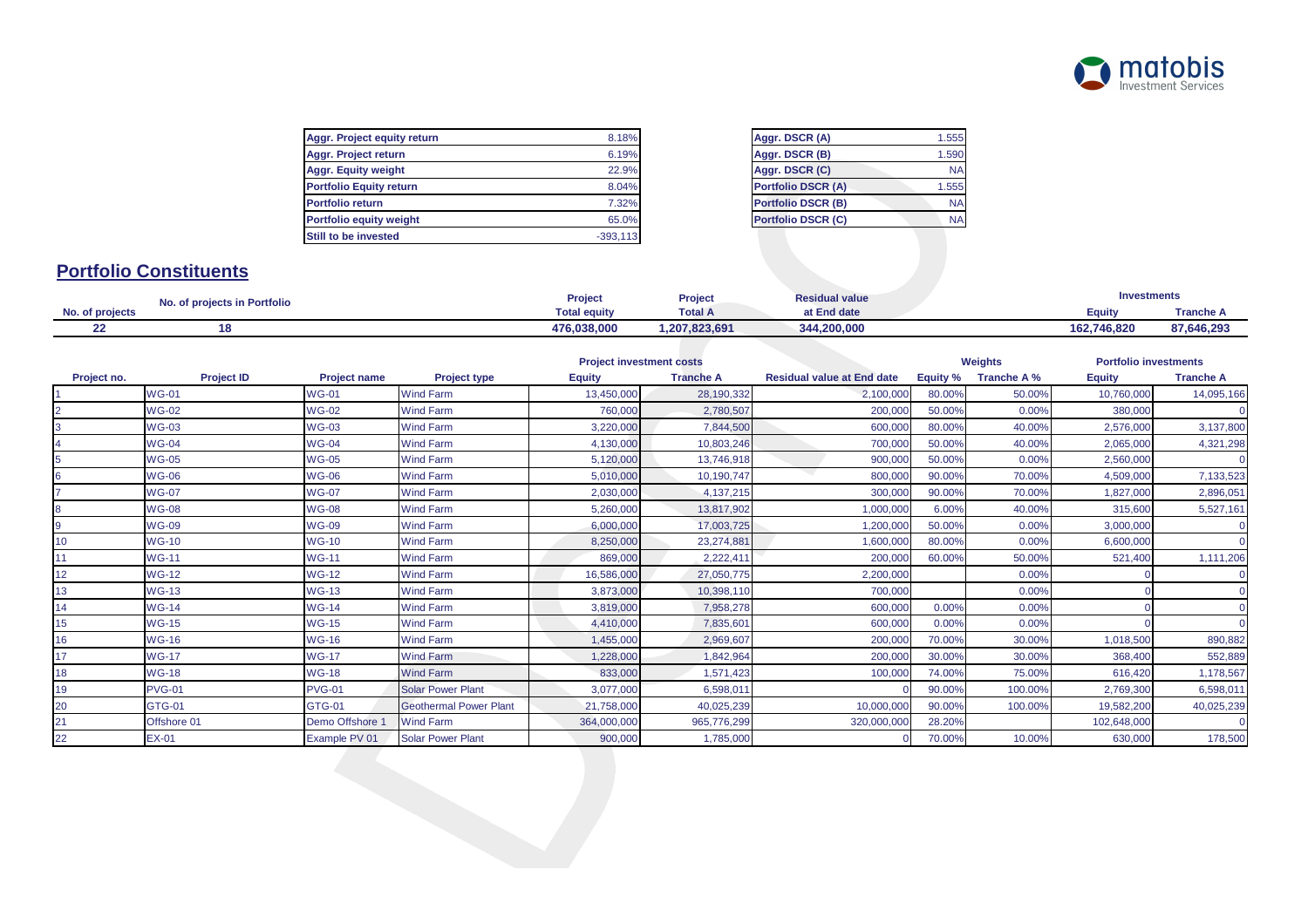| Aggr. Project equity return | 8.18% |
|---|---|
| Aggr. Project return | 6.19% |
| Aggr. Equity weight | 22.9% |
| Portfolio Equity return | 8.04% |
| Portfolio return | 7.32% |
| Portfolio equity weight | 65.0% |
| Still to be invested | -393,113 |

| Aggr. DSCR (A) | 1.555 |
|---|---|
| Aggr. DSCR (B) | 1.590 |
| Aggr. DSCR (C) | NA |
| Portfolio DSCR (A) | 1.555 |
| Portfolio DSCR (B) | NA |
| Portfolio DSCR (C) | NA |

## Portfolio Constituents

| No. of projects | No. of projects in Portfolio | Project Total equity | Project Total A | Residual value at End date | Investments Equity | Investments Tranche A |
|---|---|---|---|---|---|---|
| 22 | 18 | 476,038,000 | 1,207,823,691 | 344,200,000 | 162,746,820 | 87,646,293 |

| | | | | Project investment costs | | | Weights | | Portfolio investments | |
|---|---|---|---|---|---|---|---|---|---|---|
| Project no. | Project ID | Project name | Project type | Equity | Tranche A | Residual value at End date | Equity % | Tranche A % | Equity | Tranche A |
| 1 | WG-01 | WG-01 | Wind Farm | 13,450,000 | 28,190,332 | 2,100,000 | 80.00% | 50.00% | 10,760,000 | 14,095,166 |
| 2 | WG-02 | WG-02 | Wind Farm | 760,000 | 2,780,507 | 200,000 | 50.00% | 0.00% | 380,000 | 0 |
| 3 | WG-03 | WG-03 | Wind Farm | 3,220,000 | 7,844,500 | 600,000 | 80.00% | 40.00% | 2,576,000 | 3,137,800 |
| 4 | WG-04 | WG-04 | Wind Farm | 4,130,000 | 10,803,246 | 700,000 | 50.00% | 40.00% | 2,065,000 | 4,321,298 |
| 5 | WG-05 | WG-05 | Wind Farm | 5,120,000 | 13,746,918 | 900,000 | 50.00% | 0.00% | 2,560,000 | 0 |
| 6 | WG-06 | WG-06 | Wind Farm | 5,010,000 | 10,190,747 | 800,000 | 90.00% | 70.00% | 4,509,000 | 7,133,523 |
| 7 | WG-07 | WG-07 | Wind Farm | 2,030,000 | 4,137,215 | 300,000 | 90.00% | 70.00% | 1,827,000 | 2,896,051 |
| 8 | WG-08 | WG-08 | Wind Farm | 5,260,000 | 13,817,902 | 1,000,000 | 6.00% | 40.00% | 315,600 | 5,527,161 |
| 9 | WG-09 | WG-09 | Wind Farm | 6,000,000 | 17,003,725 | 1,200,000 | 50.00% | 0.00% | 3,000,000 | 0 |
| 10 | WG-10 | WG-10 | Wind Farm | 8,250,000 | 23,274,881 | 1,600,000 | 80.00% | 0.00% | 6,600,000 | 0 |
| 11 | WG-11 | WG-11 | Wind Farm | 869,000 | 2,222,411 | 200,000 | 60.00% | 50.00% | 521,400 | 1,111,206 |
| 12 | WG-12 | WG-12 | Wind Farm | 16,586,000 | 27,050,775 | 2,200,000 | | 0.00% | 0 | 0 |
| 13 | WG-13 | WG-13 | Wind Farm | 3,873,000 | 10,398,110 | 700,000 | | 0.00% | 0 | 0 |
| 14 | WG-14 | WG-14 | Wind Farm | 3,819,000 | 7,958,278 | 600,000 | 0.00% | 0.00% | 0 | 0 |
| 15 | WG-15 | WG-15 | Wind Farm | 4,410,000 | 7,835,601 | 600,000 | 0.00% | 0.00% | 0 | 0 |
| 16 | WG-16 | WG-16 | Wind Farm | 1,455,000 | 2,969,607 | 200,000 | 70.00% | 30.00% | 1,018,500 | 890,882 |
| 17 | WG-17 | WG-17 | Wind Farm | 1,228,000 | 1,842,964 | 200,000 | 30.00% | 30.00% | 368,400 | 552,889 |
| 18 | WG-18 | WG-18 | Wind Farm | 833,000 | 1,571,423 | 100,000 | 74.00% | 75.00% | 616,420 | 1,178,567 |
| 19 | PVG-01 | PVG-01 | Solar Power Plant | 3,077,000 | 6,598,011 | 0 | 90.00% | 100.00% | 2,769,300 | 6,598,011 |
| 20 | GTG-01 | GTG-01 | Geothermal Power Plant | 21,758,000 | 40,025,239 | 10,000,000 | 90.00% | 100.00% | 19,582,200 | 40,025,239 |
| 21 | Offshore 01 | Demo Offshore 1 | Wind Farm | 364,000,000 | 965,776,299 | 320,000,000 | 28.20% | | 102,648,000 | 0 |
| 22 | EX-01 | Example PV 01 | Solar Power Plant | 900,000 | 1,785,000 | 0 | 70.00% | 10.00% | 630,000 | 178,500 |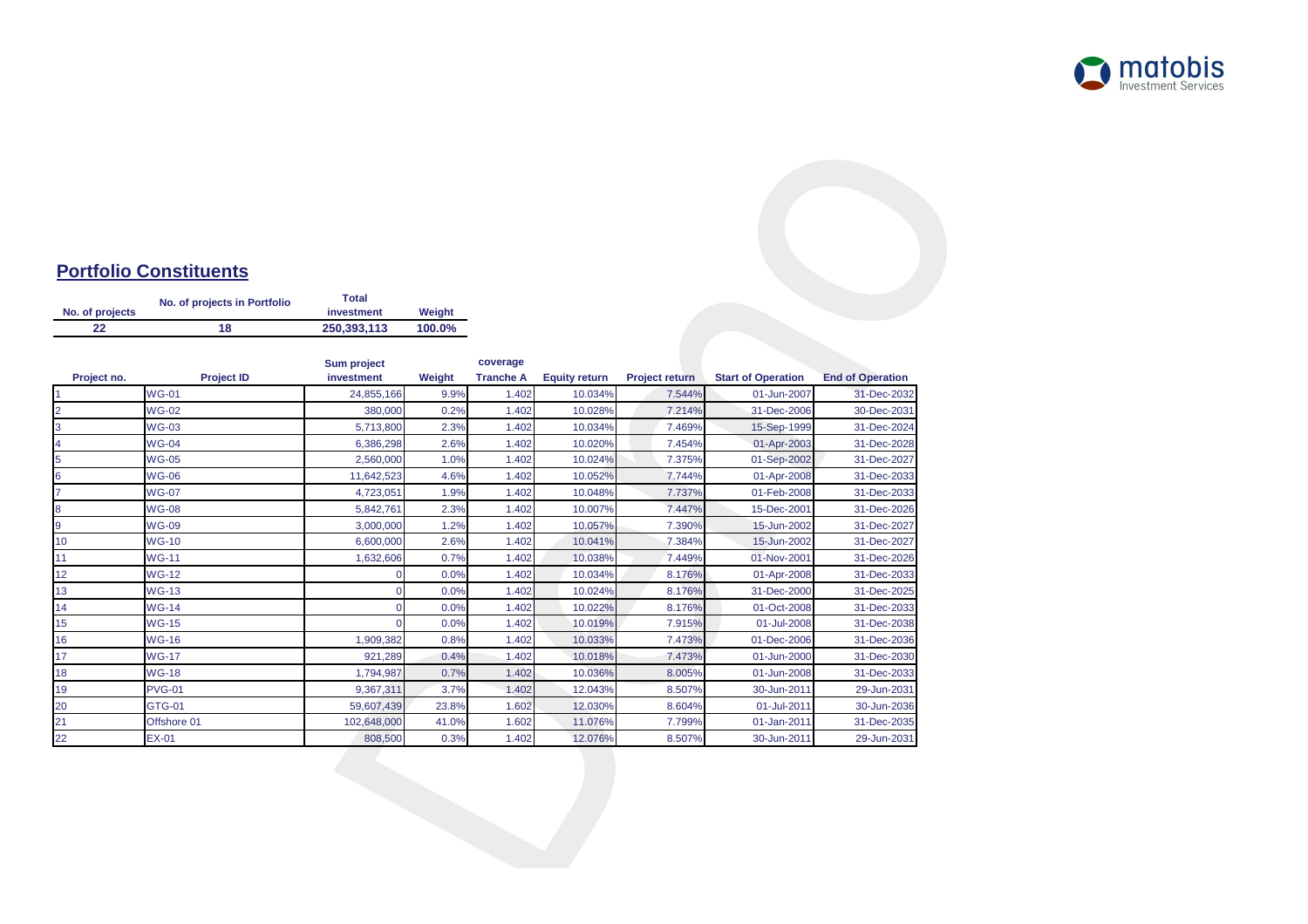## Portfolio Constituents

| No. of projects | No. of projects in Portfolio | Total investment | Weight |
|---|---|---|---|
| 22 | 18 | 250,393,113 | 100.0% |

| Project no. | Project ID | Sum project investment | Weight | coverage Tranche A | Equity return | Project return | Start of Operation | End of Operation |
|---|---|---|---|---|---|---|---|---|
| 1 | WG-01 | 24,855,166 | 9.9% | 1.402 | 10.034% | 7.544% | 01-Jun-2007 | 31-Dec-2032 |
| 2 | WG-02 | 380,000 | 0.2% | 1.402 | 10.028% | 7.214% | 31-Dec-2006 | 30-Dec-2031 |
| 3 | WG-03 | 5,713,800 | 2.3% | 1.402 | 10.034% | 7.469% | 15-Sep-1999 | 31-Dec-2024 |
| 4 | WG-04 | 6,386,298 | 2.6% | 1.402 | 10.020% | 7.454% | 01-Apr-2003 | 31-Dec-2028 |
| 5 | WG-05 | 2,560,000 | 1.0% | 1.402 | 10.024% | 7.375% | 01-Sep-2002 | 31-Dec-2027 |
| 6 | WG-06 | 11,642,523 | 4.6% | 1.402 | 10.052% | 7.744% | 01-Apr-2008 | 31-Dec-2033 |
| 7 | WG-07 | 4,723,051 | 1.9% | 1.402 | 10.048% | 7.737% | 01-Feb-2008 | 31-Dec-2033 |
| 8 | WG-08 | 5,842,761 | 2.3% | 1.402 | 10.007% | 7.447% | 15-Dec-2001 | 31-Dec-2026 |
| 9 | WG-09 | 3,000,000 | 1.2% | 1.402 | 10.057% | 7.390% | 15-Jun-2002 | 31-Dec-2027 |
| 10 | WG-10 | 6,600,000 | 2.6% | 1.402 | 10.041% | 7.384% | 15-Jun-2002 | 31-Dec-2027 |
| 11 | WG-11 | 1,632,606 | 0.7% | 1.402 | 10.038% | 7.449% | 01-Nov-2001 | 31-Dec-2026 |
| 12 | WG-12 | 0 | 0.0% | 1.402 | 10.034% | 8.176% | 01-Apr-2008 | 31-Dec-2033 |
| 13 | WG-13 | 0 | 0.0% | 1.402 | 10.024% | 8.176% | 31-Dec-2000 | 31-Dec-2025 |
| 14 | WG-14 | 0 | 0.0% | 1.402 | 10.022% | 8.176% | 01-Oct-2008 | 31-Dec-2033 |
| 15 | WG-15 | 0 | 0.0% | 1.402 | 10.019% | 7.915% | 01-Jul-2008 | 31-Dec-2038 |
| 16 | WG-16 | 1,909,382 | 0.8% | 1.402 | 10.033% | 7.473% | 01-Dec-2006 | 31-Dec-2036 |
| 17 | WG-17 | 921,289 | 0.4% | 1.402 | 10.018% | 7.473% | 01-Jun-2000 | 31-Dec-2030 |
| 18 | WG-18 | 1,794,987 | 0.7% | 1.402 | 10.036% | 8.005% | 01-Jun-2008 | 31-Dec-2033 |
| 19 | PVG-01 | 9,367,311 | 3.7% | 1.402 | 12.043% | 8.507% | 30-Jun-2011 | 29-Jun-2031 |
| 20 | GTG-01 | 59,607,439 | 23.8% | 1.602 | 12.030% | 8.604% | 01-Jul-2011 | 30-Jun-2036 |
| 21 | Offshore 01 | 102,648,000 | 41.0% | 1.602 | 11.076% | 7.799% | 01-Jan-2011 | 31-Dec-2035 |
| 22 | EX-01 | 808,500 | 0.3% | 1.402 | 12.076% | 8.507% | 30-Jun-2011 | 29-Jun-2031 |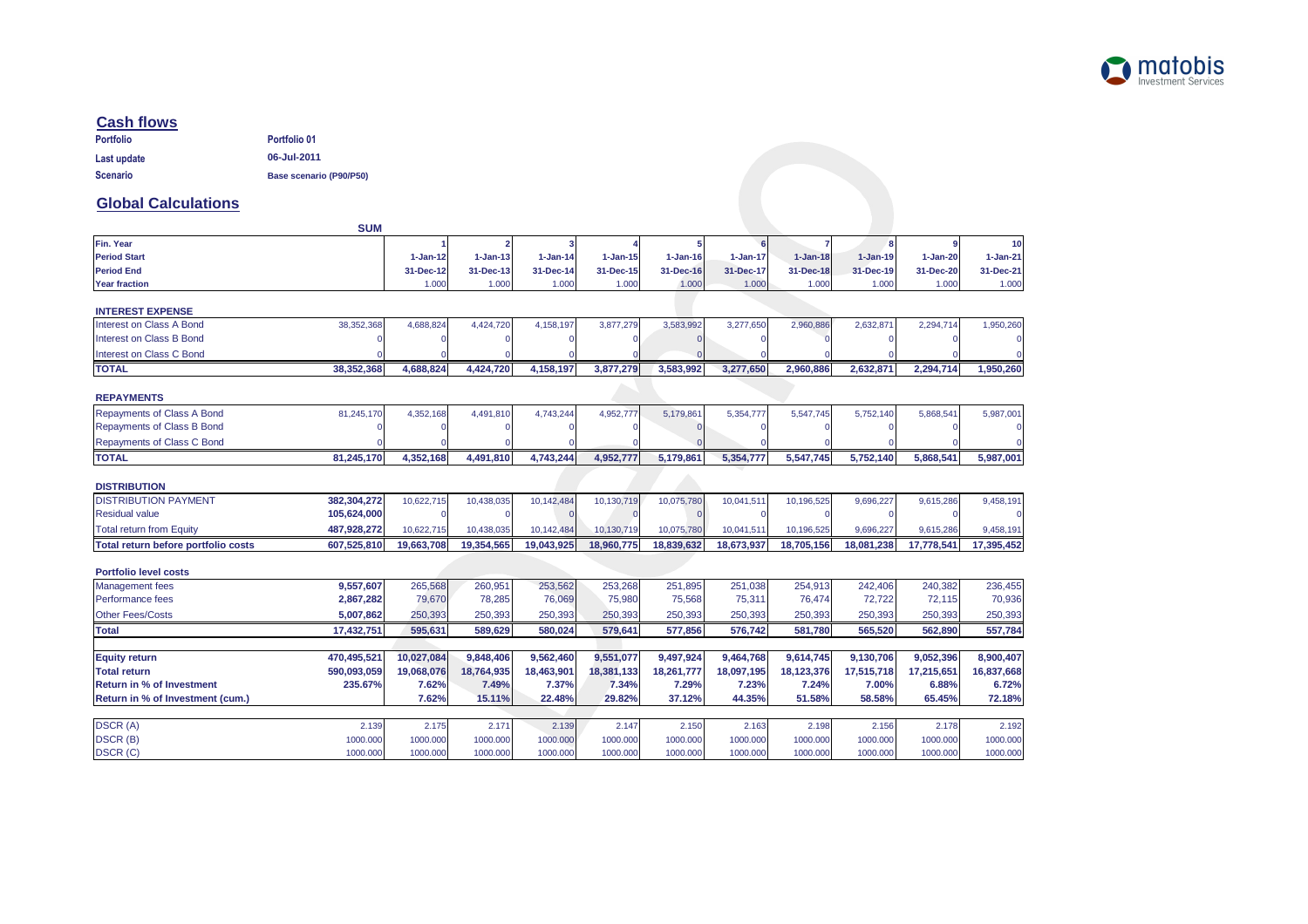## Cash flows

| | |
|---|---|
| **Portfolio** | **Portfolio 01** |
| **Last update** | **06-Jul-2011** |
| **Scenario** | **Base scenario (P90/P50)** |

## Global Calculations

| | SUM | | | | | | | | | | |
|---|---|---|---|---|---|---|---|---|---|---|---|
| **Fin. Year** | | 1 | 2 | 3 | 4 | 5 | 6 | 7 | 8 | 9 | 10 |
| **Period Start** | | 1-Jan-12 | 1-Jan-13 | 1-Jan-14 | 1-Jan-15 | 1-Jan-16 | 1-Jan-17 | 1-Jan-18 | 1-Jan-19 | 1-Jan-20 | 1-Jan-21 |
| **Period End** | | 31-Dec-12 | 31-Dec-13 | 31-Dec-14 | 31-Dec-15 | 31-Dec-16 | 31-Dec-17 | 31-Dec-18 | 31-Dec-19 | 31-Dec-20 | 31-Dec-21 |
| **Year fraction** | | 1.000 | 1.000 | 1.000 | 1.000 | 1.000 | 1.000 | 1.000 | 1.000 | 1.000 | 1.000 |
| **INTEREST EXPENSE** | | | | | | | | | | | |
| Interest on Class A Bond | 38,352,368 | 4,688,824 | 4,424,720 | 4,158,197 | 3,877,279 | 3,583,992 | 3,277,650 | 2,960,886 | 2,632,871 | 2,294,714 | 1,950,260 |
| Interest on Class B Bond | 0 | 0 | 0 | 0 | 0 | 0 | 0 | 0 | 0 | 0 | 0 |
| Interest on Class C Bond | 0 | 0 | 0 | 0 | 0 | 0 | 0 | 0 | 0 | 0 | 0 |
| **TOTAL** | **38,352,368** | **4,688,824** | **4,424,720** | **4,158,197** | **3,877,279** | **3,583,992** | **3,277,650** | **2,960,886** | **2,632,871** | **2,294,714** | **1,950,260** |
| **REPAYMENTS** | | | | | | | | | | | |
| Repayments of Class A Bond | 81,245,170 | 4,352,168 | 4,491,810 | 4,743,244 | 4,952,777 | 5,179,861 | 5,354,777 | 5,547,745 | 5,752,140 | 5,868,541 | 5,987,001 |
| Repayments of Class B Bond | 0 | 0 | 0 | 0 | 0 | 0 | 0 | 0 | 0 | 0 | 0 |
| Repayments of Class C Bond | 0 | 0 | 0 | 0 | 0 | 0 | 0 | 0 | 0 | 0 | 0 |
| **TOTAL** | **81,245,170** | **4,352,168** | **4,491,810** | **4,743,244** | **4,952,777** | **5,179,861** | **5,354,777** | **5,547,745** | **5,752,140** | **5,868,541** | **5,987,001** |
| **DISTRIBUTION** | | | | | | | | | | | |
| DISTRIBUTION PAYMENT | **382,304,272** | 10,622,715 | 10,438,035 | 10,142,484 | 10,130,719 | 10,075,780 | 10,041,511 | 10,196,525 | 9,696,227 | 9,615,286 | 9,458,191 |
| Residual value | **105,624,000** | 0 | 0 | 0 | 0 | 0 | 0 | 0 | 0 | 0 | 0 |
| Total return from Equity | **487,928,272** | 10,622,715 | 10,438,035 | 10,142,484 | 10,130,719 | 10,075,780 | 10,041,511 | 10,196,525 | 9,696,227 | 9,615,286 | 9,458,191 |
| **Total return before portfolio costs** | **607,525,810** | **19,663,708** | **19,354,565** | **19,043,925** | **18,960,775** | **18,839,632** | **18,673,937** | **18,705,156** | **18,081,238** | **17,778,541** | **17,395,452** |
| **Portfolio level costs** | | | | | | | | | | | |
| Management fees | **9,557,607** | 265,568 | 260,951 | 253,562 | 253,268 | 251,895 | 251,038 | 254,913 | 242,406 | 240,382 | 236,455 |
| Performance fees | **2,867,282** | 79,670 | 78,285 | 76,069 | 75,980 | 75,568 | 75,311 | 76,474 | 72,722 | 72,115 | 70,936 |
| Other Fees/Costs | **5,007,862** | 250,393 | 250,393 | 250,393 | 250,393 | 250,393 | 250,393 | 250,393 | 250,393 | 250,393 | 250,393 |
| **Total** | **17,432,751** | **595,631** | **589,629** | **580,024** | **579,641** | **577,856** | **576,742** | **581,780** | **565,520** | **562,890** | **557,784** |
| **Equity return** | **470,495,521** | **10,027,084** | **9,848,406** | **9,562,460** | **9,551,077** | **9,497,924** | **9,464,768** | **9,614,745** | **9,130,706** | **9,052,396** | **8,900,407** |
| **Total return** | **590,093,059** | **19,068,076** | **18,764,935** | **18,463,901** | **18,381,133** | **18,261,777** | **18,097,195** | **18,123,376** | **17,515,718** | **17,215,651** | **16,837,668** |
| **Return in % of Investment** | **235.67%** | **7.62%** | **7.49%** | **7.37%** | **7.34%** | **7.29%** | **7.23%** | **7.24%** | **7.00%** | **6.88%** | **6.72%** |
| **Return in % of Investment (cum.)** | | **7.62%** | **15.11%** | **22.48%** | **29.82%** | **37.12%** | **44.35%** | **51.58%** | **58.58%** | **65.45%** | **72.18%** |
| DSCR (A) | 2.139 | 2.175 | 2.171 | 2.139 | 2.147 | 2.150 | 2.163 | 2.198 | 2.156 | 2.178 | 2.192 |
| DSCR (B) | 1000.000 | 1000.000 | 1000.000 | 1000.000 | 1000.000 | 1000.000 | 1000.000 | 1000.000 | 1000.000 | 1000.000 | 1000.000 |
| DSCR (C) | 1000.000 | 1000.000 | 1000.000 | 1000.000 | 1000.000 | 1000.000 | 1000.000 | 1000.000 | 1000.000 | 1000.000 | 1000.000 |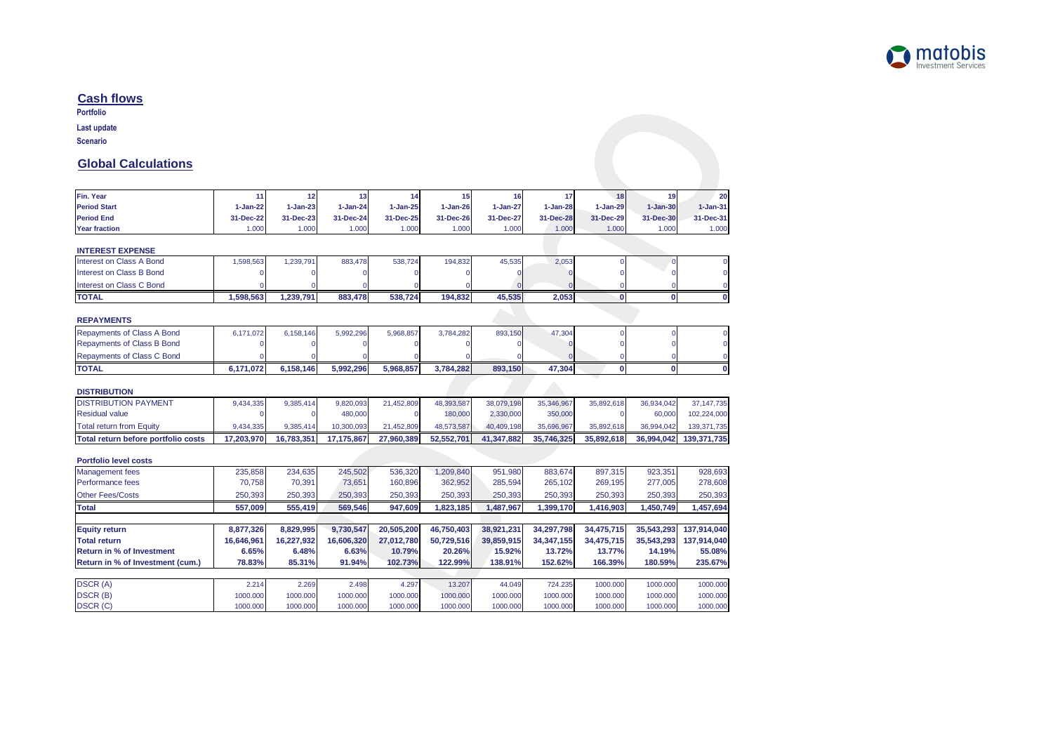## Cash flows

**Portfolio**

**Last update**

**Scenario**

## Global Calculations

| | | | | | | | | | | |
|---|---|---|---|---|---|---|---|---|---|---|
| **Fin. Year** | **11** | **12** | **13** | **14** | **15** | **16** | **17** | **18** | **19** | **20** |
| **Period Start** | **1-Jan-22** | **1-Jan-23** | **1-Jan-24** | **1-Jan-25** | **1-Jan-26** | **1-Jan-27** | **1-Jan-28** | **1-Jan-29** | **1-Jan-30** | **1-Jan-31** |
| **Period End** | **31-Dec-22** | **31-Dec-23** | **31-Dec-24** | **31-Dec-25** | **31-Dec-26** | **31-Dec-27** | **31-Dec-28** | **31-Dec-29** | **31-Dec-30** | **31-Dec-31** |
| **Year fraction** | 1.000 | 1.000 | 1.000 | 1.000 | 1.000 | 1.000 | 1.000 | 1.000 | 1.000 | 1.000 |

**INTEREST EXPENSE**

| | | | | | | | | | | |
|---|---|---|---|---|---|---|---|---|---|---|
| Interest on Class A Bond | 1,598,563 | 1,239,791 | 883,478 | 538,724 | 194,832 | 45,535 | 2,053 | 0 | 0 | 0 |
| Interest on Class B Bond | 0 | 0 | 0 | 0 | 0 | 0 | 0 | 0 | 0 | 0 |
| Interest on Class C Bond | 0 | 0 | 0 | 0 | 0 | 0 | 0 | 0 | 0 | 0 |
| **TOTAL** | **1,598,563** | **1,239,791** | **883,478** | **538,724** | **194,832** | **45,535** | **2,053** | **0** | **0** | **0** |

**REPAYMENTS**

| | | | | | | | | | | |
|---|---|---|---|---|---|---|---|---|---|---|
| Repayments of Class A Bond | 6,171,072 | 6,158,146 | 5,992,296 | 5,968,857 | 3,784,282 | 893,150 | 47,304 | 0 | 0 | 0 |
| Repayments of Class B Bond | 0 | 0 | 0 | 0 | 0 | 0 | 0 | 0 | 0 | 0 |
| Repayments of Class C Bond | 0 | 0 | 0 | 0 | 0 | 0 | 0 | 0 | 0 | 0 |
| **TOTAL** | **6,171,072** | **6,158,146** | **5,992,296** | **5,968,857** | **3,784,282** | **893,150** | **47,304** | **0** | **0** | **0** |

**DISTRIBUTION**

| | | | | | | | | | | |
|---|---|---|---|---|---|---|---|---|---|---|
| DISTRIBUTION PAYMENT | 9,434,335 | 9,385,414 | 9,820,093 | 21,452,809 | 48,393,587 | 38,079,198 | 35,346,967 | 35,892,618 | 36,934,042 | 37,147,735 |
| Residual value | 0 | 0 | 480,000 | 0 | 180,000 | 2,330,000 | 350,000 | 0 | 60,000 | 102,224,000 |
| Total return from Equity | 9,434,335 | 9,385,414 | 10,300,093 | 21,452,809 | 48,573,587 | 40,409,198 | 35,696,967 | 35,892,618 | 36,994,042 | 139,371,735 |
| **Total return before portfolio costs** | **17,203,970** | **16,783,351** | **17,175,867** | **27,960,389** | **52,552,701** | **41,347,882** | **35,746,325** | **35,892,618** | **36,994,042** | **139,371,735** |

**Portfolio level costs**

| | | | | | | | | | | |
|---|---|---|---|---|---|---|---|---|---|---|
| Management fees | 235,858 | 234,635 | 245,502 | 536,320 | 1,209,840 | 951,980 | 883,674 | 897,315 | 923,351 | 928,693 |
| Performance fees | 70,758 | 70,391 | 73,651 | 160,896 | 362,952 | 285,594 | 265,102 | 269,195 | 277,005 | 278,608 |
| Other Fees/Costs | 250,393 | 250,393 | 250,393 | 250,393 | 250,393 | 250,393 | 250,393 | 250,393 | 250,393 | 250,393 |
| **Total** | **557,009** | **555,419** | **569,546** | **947,609** | **1,823,185** | **1,487,967** | **1,399,170** | **1,416,903** | **1,450,749** | **1,457,694** |

| | | | | | | | | | | |
|---|---|---|---|---|---|---|---|---|---|---|
| **Equity return** | **8,877,326** | **8,829,995** | **9,730,547** | **20,505,200** | **46,750,403** | **38,921,231** | **34,297,798** | **34,475,715** | **35,543,293** | **137,914,040** |
| **Total return** | **16,646,961** | **16,227,932** | **16,606,320** | **27,012,780** | **50,729,516** | **39,859,915** | **34,347,155** | **34,475,715** | **35,543,293** | **137,914,040** |
| **Return in % of Investment** | **6.65%** | **6.48%** | **6.63%** | **10.79%** | **20.26%** | **15.92%** | **13.72%** | **13.77%** | **14.19%** | **55.08%** |
| **Return in % of Investment (cum.)** | **78.83%** | **85.31%** | **91.94%** | **102.73%** | **122.99%** | **138.91%** | **152.62%** | **166.39%** | **180.59%** | **235.67%** |

| | | | | | | | | | | |
|---|---|---|---|---|---|---|---|---|---|---|
| DSCR (A) | 2.214 | 2.269 | 2.498 | 4.297 | 13.207 | 44.049 | 724.235 | 1000.000 | 1000.000 | 1000.000 |
| DSCR (B) | 1000.000 | 1000.000 | 1000.000 | 1000.000 | 1000.000 | 1000.000 | 1000.000 | 1000.000 | 1000.000 | 1000.000 |
| DSCR (C) | 1000.000 | 1000.000 | 1000.000 | 1000.000 | 1000.000 | 1000.000 | 1000.000 | 1000.000 | 1000.000 | 1000.000 |